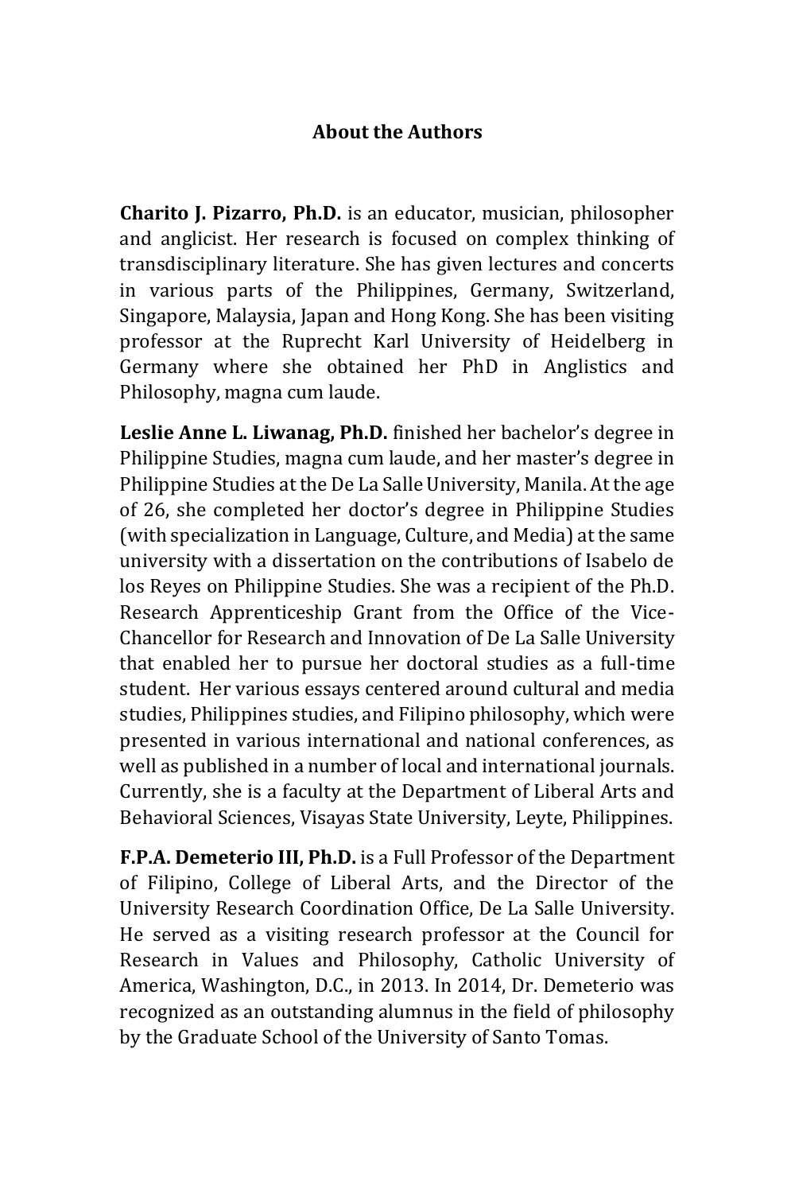## About the Authors

**Charito J. Pizarro, Ph.D.** is an educator, musician, philosopher and anglicist. Her research is focused on complex thinking of transdisciplinary literature. She has given lectures and concerts in various parts of the Philippines, Germany, Switzerland, Singapore, Malaysia, Japan and Hong Kong. She has been visiting professor at the Ruprecht Karl University of Heidelberg in Germany where she obtained her PhD in Anglistics and Philosophy, magna cum laude.

**Leslie Anne L. Liwanag, Ph.D.** finished her bachelor's degree in Philippine Studies, magna cum laude, and her master's degree in Philippine Studies at the De La Salle University, Manila. At the age of 26, she completed her doctor's degree in Philippine Studies (with specialization in Language, Culture, and Media) at the same university with a dissertation on the contributions of Isabelo de los Reyes on Philippine Studies. She was a recipient of the Ph.D. Research Apprenticeship Grant from the Office of the Vice-Chancellor for Research and Innovation of De La Salle University that enabled her to pursue her doctoral studies as a full-time student. Her various essays centered around cultural and media studies, Philippines studies, and Filipino philosophy, which were presented in various international and national conferences, as well as published in a number of local and international journals. Currently, she is a faculty at the Department of Liberal Arts and Behavioral Sciences, Visayas State University, Leyte, Philippines.

**F.P.A. Demeterio III, Ph.D.** is a Full Professor of the Department of Filipino, College of Liberal Arts, and the Director of the University Research Coordination Office, De La Salle University. He served as a visiting research professor at the Council for Research in Values and Philosophy, Catholic University of America, Washington, D.C., in 2013. In 2014, Dr. Demeterio was recognized as an outstanding alumnus in the field of philosophy by the Graduate School of the University of Santo Tomas.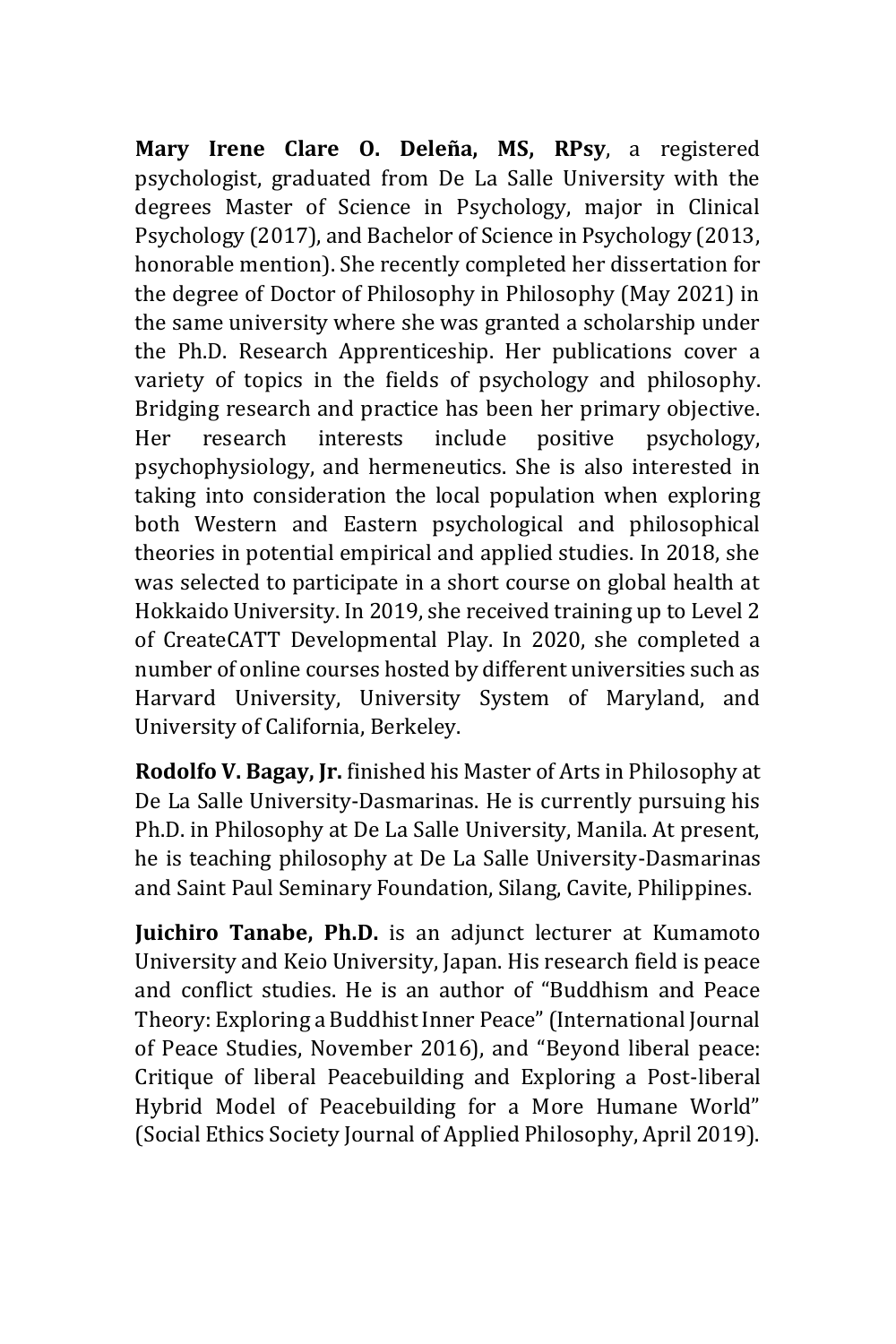**Mary Irene Clare O. Deleña, MS, RPsy**, a registered psychologist, graduated from De La Salle University with the degrees Master of Science in Psychology, major in Clinical Psychology (2017), and Bachelor of Science in Psychology (2013, honorable mention). She recently completed her dissertation for the degree of Doctor of Philosophy in Philosophy (May 2021) in the same university where she was granted a scholarship under the Ph.D. Research Apprenticeship. Her publications cover a variety of topics in the fields of psychology and philosophy. Bridging research and practice has been her primary objective. Her research interests include positive psychology, psychophysiology, and hermeneutics. She is also interested in taking into consideration the local population when exploring both Western and Eastern psychological and philosophical theories in potential empirical and applied studies. In 2018, she was selected to participate in a short course on global health at Hokkaido University. In 2019, she received training up to Level 2 of CreateCATT Developmental Play. In 2020, she completed a number of online courses hosted by different universities such as Harvard University, University System of Maryland, and University of California, Berkeley.

**Rodolfo V. Bagay, Jr.** finished his Master of Arts in Philosophy at De La Salle University-Dasmarinas. He is currently pursuing his Ph.D. in Philosophy at De La Salle University, Manila. At present, he is teaching philosophy at De La Salle University-Dasmarinas and Saint Paul Seminary Foundation, Silang, Cavite, Philippines.

**Juichiro Tanabe, Ph.D.** is an adjunct lecturer at Kumamoto University and Keio University, Japan. His research field is peace and conflict studies. He is an author of "Buddhism and Peace Theory: Exploring a Buddhist Inner Peace" (International Journal of Peace Studies, November 2016), and "Beyond liberal peace: Critique of liberal Peacebuilding and Exploring a Post-liberal Hybrid Model of Peacebuilding for a More Humane World" (Social Ethics Society Journal of Applied Philosophy, April 2019).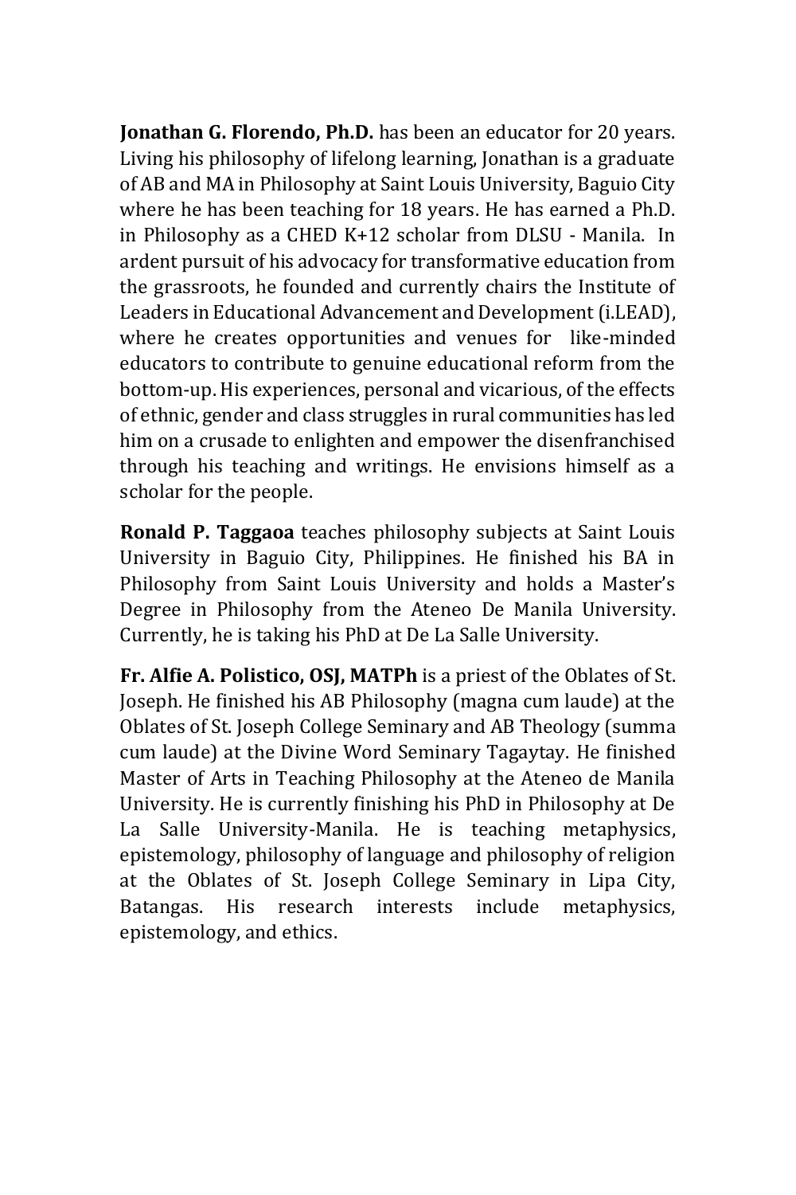**Jonathan G. Florendo, Ph.D.** has been an educator for 20 years. Living his philosophy of lifelong learning, Jonathan is a graduate of AB and MA in Philosophy at Saint Louis University, Baguio City where he has been teaching for 18 years. He has earned a Ph.D. in Philosophy as a CHED K+12 scholar from DLSU - Manila. In ardent pursuit of his advocacy for transformative education from the grassroots, he founded and currently chairs the Institute of Leaders in Educational Advancement and Development (i.LEAD), where he creates opportunities and venues for like-minded educators to contribute to genuine educational reform from the bottom-up. His experiences, personal and vicarious, of the effects of ethnic, gender and class struggles in rural communities has led him on a crusade to enlighten and empower the disenfranchised through his teaching and writings. He envisions himself as a scholar for the people.

**Ronald P. Taggaoa** teaches philosophy subjects at Saint Louis University in Baguio City, Philippines. He finished his BA in Philosophy from Saint Louis University and holds a Master's Degree in Philosophy from the Ateneo De Manila University. Currently, he is taking his PhD at De La Salle University.

**Fr. Alfie A. Polistico, OSJ, MATPh** is a priest of the Oblates of St. Joseph. He finished his AB Philosophy (magna cum laude) at the Oblates of St. Joseph College Seminary and AB Theology (summa cum laude) at the Divine Word Seminary Tagaytay. He finished Master of Arts in Teaching Philosophy at the Ateneo de Manila University. He is currently finishing his PhD in Philosophy at De La Salle University-Manila. He is teaching metaphysics, epistemology, philosophy of language and philosophy of religion at the Oblates of St. Joseph College Seminary in Lipa City, Batangas. His research interests include metaphysics, epistemology, and ethics.